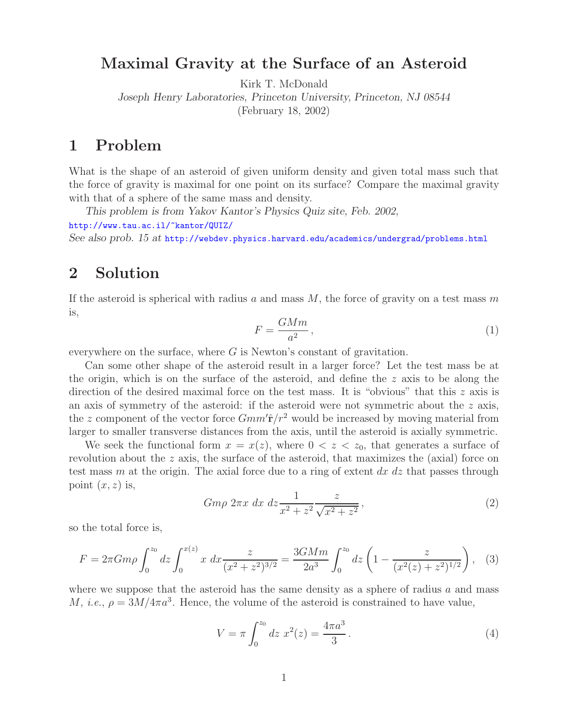# Maximal Gravity at the Surface of an Asteroid

Kirk T. McDonald

*Joseph Henry Laboratories, Princeton University, Princeton, NJ 08544*

(February 18, 2002)

## 1 Problem

What is the shape of an asteroid of given uniform density and given total mass such that the force of gravity is maximal for one point on its surface? Compare the maximal gravity with that of a sphere of the same mass and density.

*This problem is from Yakov Kantor's Physics Quiz site, Feb. 2002,*
http://www.tau.ac.il/~kantor/QUIZ/
*See also prob. 15 at* http://webdev.physics.harvard.edu/academics/undergrad/problems.html

## 2 Solution

If the asteroid is spherical with radius $a$ and mass $M$, the force of gravity on a test mass $m$ is,

$$F = \frac{GMm}{a^2}, \tag{1}$$

everywhere on the surface, where $G$ is Newton's constant of gravitation.

Can some other shape of the asteroid result in a larger force? Let the test mass be at the origin, which is on the surface of the asteroid, and define the $z$ axis to be along the direction of the desired maximal force on the test mass. It is "obvious" that this $z$ axis is an axis of symmetry of the asteroid: if the asteroid were not symmetric about the $z$ axis, the $z$ component of the vector force $Gmm'\hat{\mathbf{r}}/r^2$ would be increased by moving material from larger to smaller transverse distances from the axis, until the asteroid is axially symmetric.

We seek the functional form $x = x(z)$, where $0 < z < z_0$, that generates a surface of revolution about the $z$ axis, the surface of the asteroid, that maximizes the (axial) force on test mass $m$ at the origin. The axial force due to a ring of extent $dx\ dz$ that passes through point $(x, z)$ is,

$$Gm\rho\ 2\pi x\ dx\ dz \frac{1}{x^2 + z^2} \frac{z}{\sqrt{x^2 + z^2}}, \tag{2}$$

so the total force is,

$$F = 2\pi Gm\rho \int_0^{z_0} dz \int_0^{x(z)} x\ dx \frac{z}{(x^2 + z^2)^{3/2}} = \frac{3GMm}{2a^3} \int_0^{z_0} dz \left(1 - \frac{z}{(x^2(z) + z^2)^{1/2}}\right), \tag{3}$$

where we suppose that the asteroid has the same density as a sphere of radius $a$ and mass $M$, *i.e.*, $\rho = 3M/4\pi a^3$. Hence, the volume of the asteroid is constrained to have value,

$$V = \pi \int_0^{z_0} dz\ x^2(z) = \frac{4\pi a^3}{3}. \tag{4}$$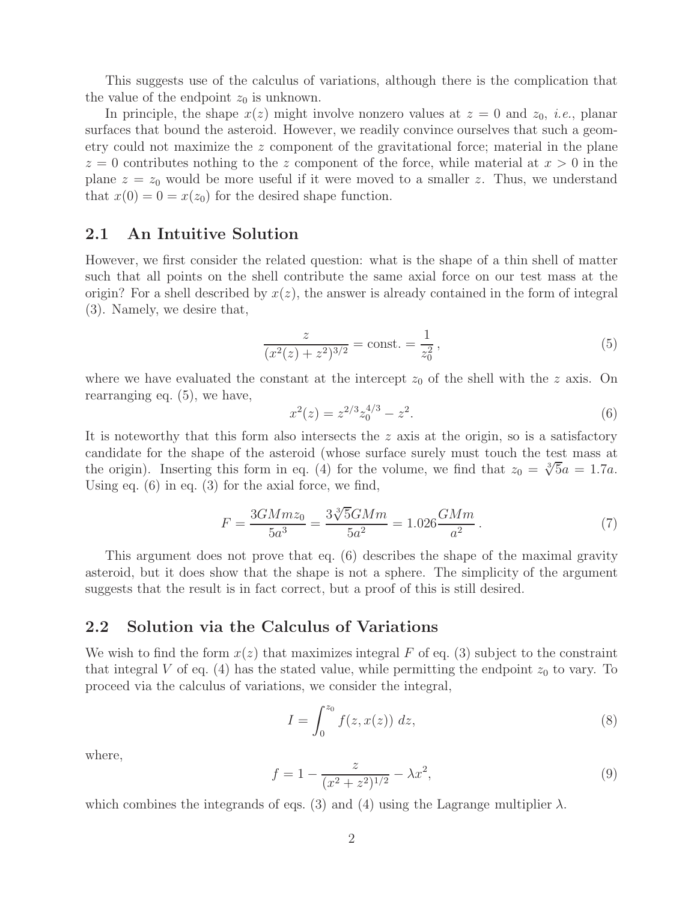This suggests use of the calculus of variations, although there is the complication that the value of the endpoint $z_0$ is unknown.

In principle, the shape $x(z)$ might involve nonzero values at $z = 0$ and $z_0$, *i.e.*, planar surfaces that bound the asteroid. However, we readily convince ourselves that such a geometry could not maximize the $z$ component of the gravitational force; material in the plane $z = 0$ contributes nothing to the $z$ component of the force, while material at $x > 0$ in the plane $z = z_0$ would be more useful if it were moved to a smaller $z$. Thus, we understand that $x(0) = 0 = x(z_0)$ for the desired shape function.

## 2.1 An Intuitive Solution

However, we first consider the related question: what is the shape of a thin shell of matter such that all points on the shell contribute the same axial force on our test mass at the origin? For a shell described by $x(z)$, the answer is already contained in the form of integral (3). Namely, we desire that,

$$\frac{z}{(x^2(z) + z^2)^{3/2}} = \text{const.} = \frac{1}{z_0^2}\,, \tag{5}$$

where we have evaluated the constant at the intercept $z_0$ of the shell with the $z$ axis. On rearranging eq. (5), we have,

$$x^2(z) = z^{2/3} z_0^{4/3} - z^2. \tag{6}$$

It is noteworthy that this form also intersects the $z$ axis at the origin, so is a satisfactory candidate for the shape of the asteroid (whose surface surely must touch the test mass at the origin). Inserting this form in eq. (4) for the volume, we find that $z_0 = \sqrt[3]{5}a = 1.7a$. Using eq. (6) in eq. (3) for the axial force, we find,

$$F = \frac{3GMmz_0}{5a^3} = \frac{3\sqrt[3]{5}GMm}{5a^2} = 1.026\frac{GMm}{a^2}\,. \tag{7}$$

This argument does not prove that eq. (6) describes the shape of the maximal gravity asteroid, but it does show that the shape is not a sphere. The simplicity of the argument suggests that the result is in fact correct, but a proof of this is still desired.

## 2.2 Solution via the Calculus of Variations

We wish to find the form $x(z)$ that maximizes integral $F$ of eq. (3) subject to the constraint that integral $V$ of eq. (4) has the stated value, while permitting the endpoint $z_0$ to vary. To proceed via the calculus of variations, we consider the integral,

$$I = \int_0^{z_0} f(z, x(z))\ dz, \tag{8}$$

where,

$$f = 1 - \frac{z}{(x^2 + z^2)^{1/2}} - \lambda x^2, \tag{9}$$

which combines the integrands of eqs. (3) and (4) using the Lagrange multiplier $\lambda$.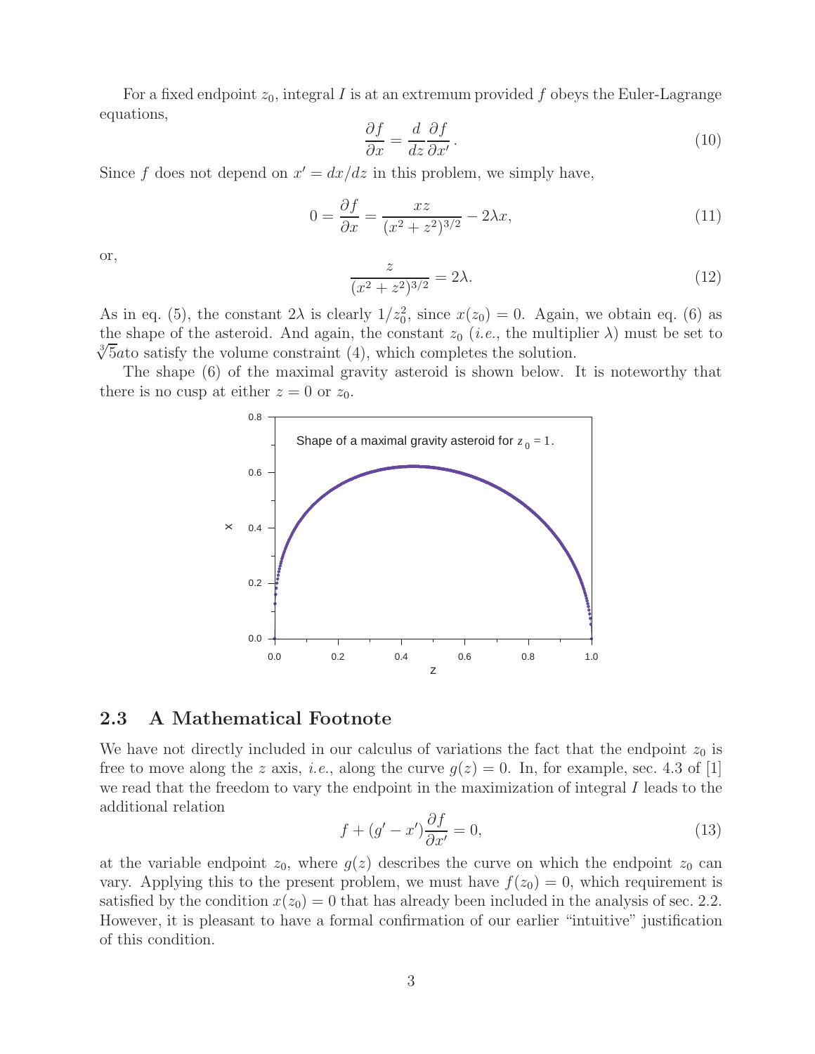For a fixed endpoint $z_0$, integral $I$ is at an extremum provided $f$ obeys the Euler-Lagrange equations,

$$\frac{\partial f}{\partial x} = \frac{d}{dz}\frac{\partial f}{\partial x'}. \tag{10}$$

Since $f$ does not depend on $x' = dx/dz$ in this problem, we simply have,

$$0 = \frac{\partial f}{\partial x} = \frac{xz}{(x^2 + z^2)^{3/2}} - 2\lambda x, \tag{11}$$

or,

$$\frac{z}{(x^2 + z^2)^{3/2}} = 2\lambda. \tag{12}$$

As in eq. (5), the constant $2\lambda$ is clearly $1/z_0^2$, since $x(z_0) = 0$. Again, we obtain eq. (6) as the shape of the asteroid. And again, the constant $z_0$ (*i.e.*, the multiplier $\lambda$) must be set to $\sqrt[3]{5}a$to satisfy the volume constraint (4), which completes the solution.

The shape (6) of the maximal gravity asteroid is shown below. It is noteworthy that there is no cusp at either $z = 0$ or $z_0$.

Shape of a maximal gravity asteroid for $z_0 = 1$.

0.8
0.6
0.4
0.2
0.0
x
0.0 0.2 0.4 0.6 0.8 1.0
z

## 2.3 A Mathematical Footnote

We have not directly included in our calculus of variations the fact that the endpoint $z_0$ is free to move along the $z$ axis, *i.e.*, along the curve $g(z) = 0$. In, for example, sec. 4.3 of [1] we read that the freedom to vary the endpoint in the maximization of integral $I$ leads to the additional relation

$$f + (g' - x')\frac{\partial f}{\partial x'} = 0, \tag{13}$$

at the variable endpoint $z_0$, where $g(z)$ describes the curve on which the endpoint $z_0$ can vary. Applying this to the present problem, we must have $f(z_0) = 0$, which requirement is satisfied by the condition $x(z_0) = 0$ that has already been included in the analysis of sec. 2.2. However, it is pleasant to have a formal confirmation of our earlier "intuitive" justification of this condition.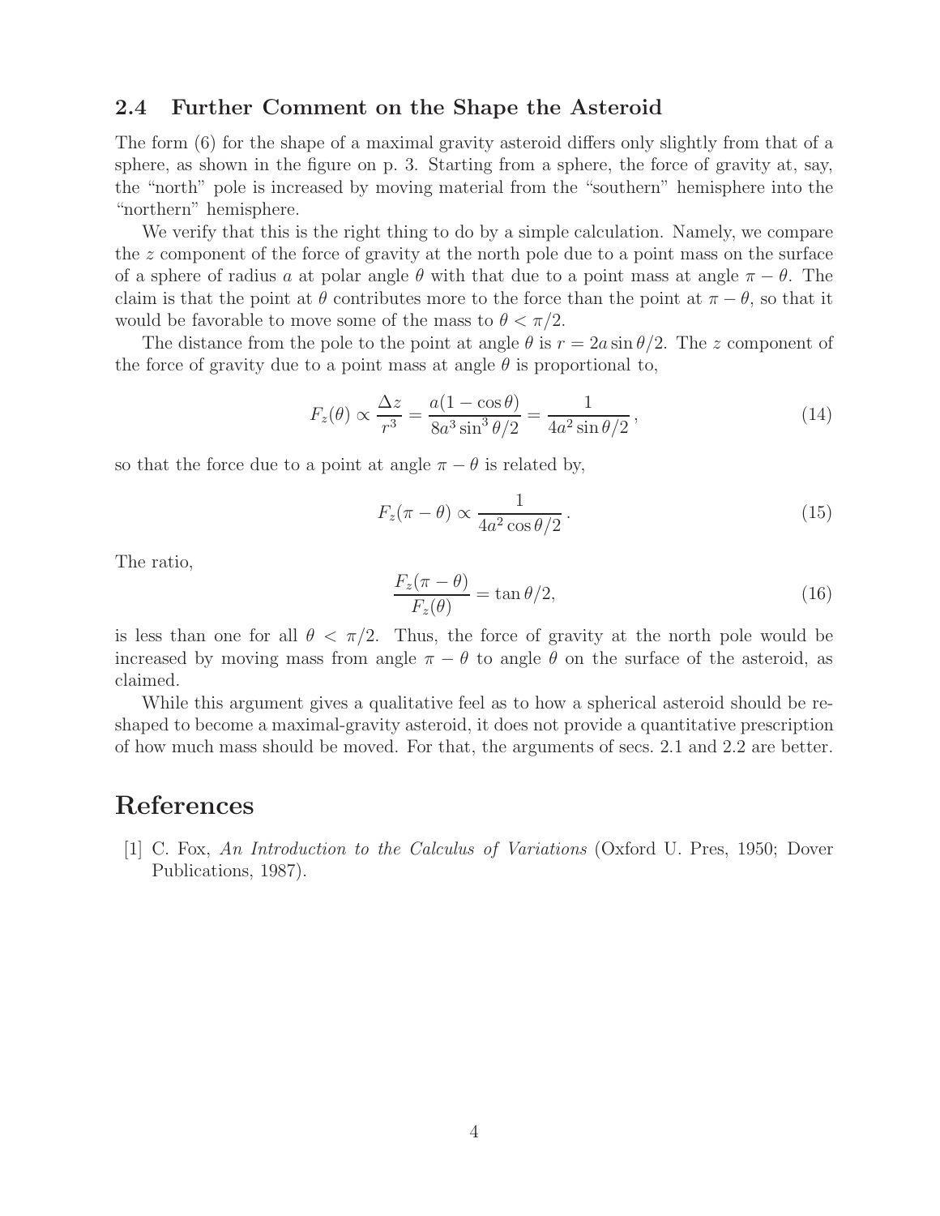### 2.4 Further Comment on the Shape the Asteroid

The form (6) for the shape of a maximal gravity asteroid differs only slightly from that of a sphere, as shown in the figure on p. 3. Starting from a sphere, the force of gravity at, say, the "north" pole is increased by moving material from the "southern" hemisphere into the "northern" hemisphere.

We verify that this is the right thing to do by a simple calculation. Namely, we compare the $z$ component of the force of gravity at the north pole due to a point mass on the surface of a sphere of radius $a$ at polar angle $\theta$ with that due to a point mass at angle $\pi - \theta$. The claim is that the point at $\theta$ contributes more to the force than the point at $\pi - \theta$, so that it would be favorable to move some of the mass to $\theta < \pi/2$.

The distance from the pole to the point at angle $\theta$ is $r = 2a \sin \theta/2$. The $z$ component of the force of gravity due to a point mass at angle $\theta$ is proportional to,

$$F_z(\theta) \propto \frac{\Delta z}{r^3} = \frac{a(1 - \cos\theta)}{8a^3 \sin^3 \theta/2} = \frac{1}{4a^2 \sin \theta/2}\,, \tag{14}$$

so that the force due to a point at angle $\pi - \theta$ is related by,

$$F_z(\pi - \theta) \propto \frac{1}{4a^2 \cos \theta/2}\,. \tag{15}$$

The ratio,

$$\frac{F_z(\pi - \theta)}{F_z(\theta)} = \tan \theta/2, \tag{16}$$

is less than one for all $\theta < \pi/2$. Thus, the force of gravity at the north pole would be increased by moving mass from angle $\pi - \theta$ to angle $\theta$ on the surface of the asteroid, as claimed.

While this argument gives a qualitative feel as to how a spherical asteroid should be reshaped to become a maximal-gravity asteroid, it does not provide a quantitative prescription of how much mass should be moved. For that, the arguments of secs. 2.1 and 2.2 are better.

## References

[1] C. Fox, *An Introduction to the Calculus of Variations* (Oxford U. Pres, 1950; Dover Publications, 1987).